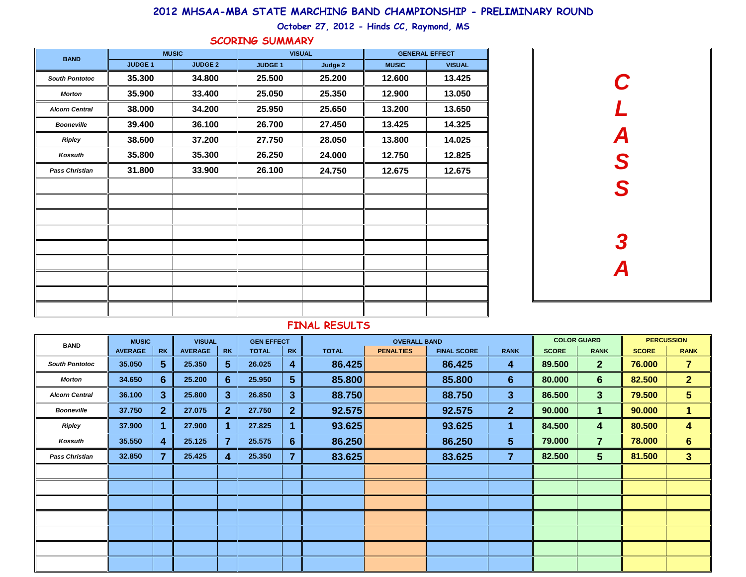# 2012 MHSAA-MBA STATE MARCHING BAND CHAMPIONSHIP - PRELIMINARY ROUND

October 27, 2012 - Hinds CC, Raymond, MS

## SCORING SUMMARY

**CLASS 3A**

| BAND | MUSIC | | VISUAL | | GENERAL EFFECT | |
|---|---|---|---|---|---|---|
| | JUDGE 1 | JUDGE 2 | JUDGE 1 | Judge 2 | MUSIC | VISUAL |
| South Pontotoc | 35.300 | 34.800 | 25.500 | 25.200 | 12.600 | 13.425 |
| Morton | 35.900 | 33.400 | 25.050 | 25.350 | 12.900 | 13.050 |
| Alcorn Central | 38.000 | 34.200 | 25.950 | 25.650 | 13.200 | 13.650 |
| Booneville | 39.400 | 36.100 | 26.700 | 27.450 | 13.425 | 14.325 |
| Ripley | 38.600 | 37.200 | 27.750 | 28.050 | 13.800 | 14.025 |
| Kossuth | 35.800 | 35.300 | 26.250 | 24.000 | 12.750 | 12.825 |
| Pass Christian | 31.800 | 33.900 | 26.100 | 24.750 | 12.675 | 12.675 |

## FINAL RESULTS

| BAND | MUSIC | | VISUAL | | GEN EFFECT | | OVERALL BAND | | | | COLOR GUARD | | PERCUSSION | |
|---|---|---|---|---|---|---|---|---|---|---|---|---|---|---|
| | AVERAGE | RK | AVERAGE | RK | TOTAL | RK | TOTAL | PENALTIES | FINAL SCORE | RANK | SCORE | RANK | SCORE | RANK |
| South Pontotoc | 35.050 | 5 | 25.350 | 5 | 26.025 | 4 | 86.425 | | 86.425 | 4 | 89.500 | 2 | 76.000 | 7 |
| Morton | 34.650 | 6 | 25.200 | 6 | 25.950 | 5 | 85.800 | | 85.800 | 6 | 80.000 | 6 | 82.500 | 2 |
| Alcorn Central | 36.100 | 3 | 25.800 | 3 | 26.850 | 3 | 88.750 | | 88.750 | 3 | 86.500 | 3 | 79.500 | 5 |
| Booneville | 37.750 | 2 | 27.075 | 2 | 27.750 | 2 | 92.575 | | 92.575 | 2 | 90.000 | 1 | 90.000 | 1 |
| Ripley | 37.900 | 1 | 27.900 | 1 | 27.825 | 1 | 93.625 | | 93.625 | 1 | 84.500 | 4 | 80.500 | 4 |
| Kossuth | 35.550 | 4 | 25.125 | 7 | 25.575 | 6 | 86.250 | | 86.250 | 5 | 79.000 | 7 | 78.000 | 6 |
| Pass Christian | 32.850 | 7 | 25.425 | 4 | 25.350 | 7 | 83.625 | | 83.625 | 7 | 82.500 | 5 | 81.500 | 3 |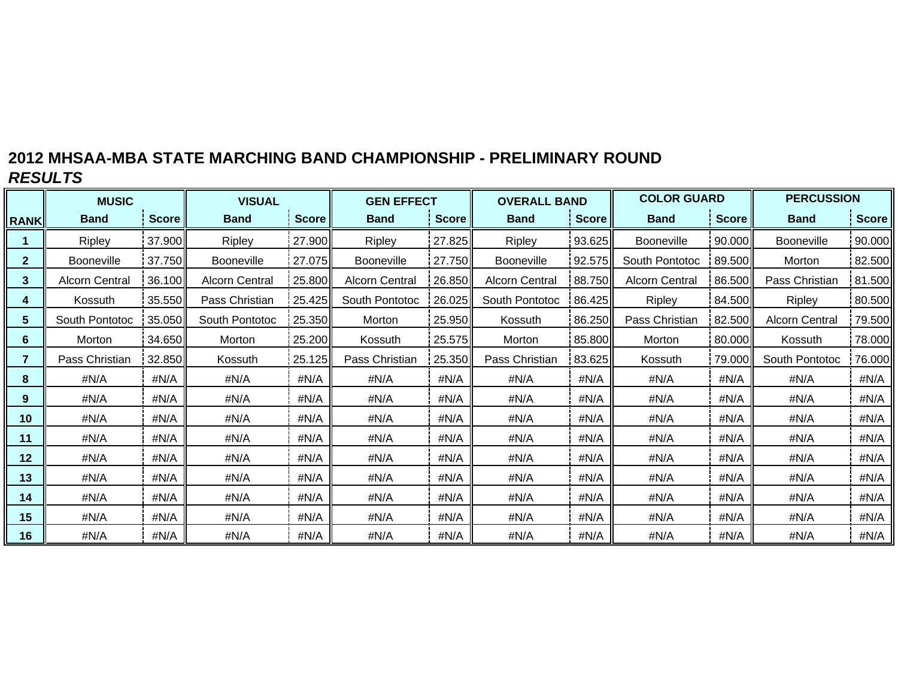## 2012 MHSAA-MBA STATE MARCHING BAND CHAMPIONSHIP - PRELIMINARY ROUND

***RESULTS***

| | MUSIC | | VISUAL | | GEN EFFECT | | OVERALL BAND | | COLOR GUARD | | PERCUSSION | |
|---|---|---|---|---|---|---|---|---|---|---|---|---|
| **RANK** | **Band** | **Score** | **Band** | **Score** | **Band** | **Score** | **Band** | **Score** | **Band** | **Score** | **Band** | **Score** |
| **1** | Ripley | 37.900 | Ripley | 27.900 | Ripley | 27.825 | Ripley | 93.625 | Booneville | 90.000 | Booneville | 90.000 |
| **2** | Booneville | 37.750 | Booneville | 27.075 | Booneville | 27.750 | Booneville | 92.575 | South Pontotoc | 89.500 | Morton | 82.500 |
| **3** | Alcorn Central | 36.100 | Alcorn Central | 25.800 | Alcorn Central | 26.850 | Alcorn Central | 88.750 | Alcorn Central | 86.500 | Pass Christian | 81.500 |
| **4** | Kossuth | 35.550 | Pass Christian | 25.425 | South Pontotoc | 26.025 | South Pontotoc | 86.425 | Ripley | 84.500 | Ripley | 80.500 |
| **5** | South Pontotoc | 35.050 | South Pontotoc | 25.350 | Morton | 25.950 | Kossuth | 86.250 | Pass Christian | 82.500 | Alcorn Central | 79.500 |
| **6** | Morton | 34.650 | Morton | 25.200 | Kossuth | 25.575 | Morton | 85.800 | Morton | 80.000 | Kossuth | 78.000 |
| **7** | Pass Christian | 32.850 | Kossuth | 25.125 | Pass Christian | 25.350 | Pass Christian | 83.625 | Kossuth | 79.000 | South Pontotoc | 76.000 |
| **8** | #N/A | #N/A | #N/A | #N/A | #N/A | #N/A | #N/A | #N/A | #N/A | #N/A | #N/A | #N/A |
| **9** | #N/A | #N/A | #N/A | #N/A | #N/A | #N/A | #N/A | #N/A | #N/A | #N/A | #N/A | #N/A |
| **10** | #N/A | #N/A | #N/A | #N/A | #N/A | #N/A | #N/A | #N/A | #N/A | #N/A | #N/A | #N/A |
| **11** | #N/A | #N/A | #N/A | #N/A | #N/A | #N/A | #N/A | #N/A | #N/A | #N/A | #N/A | #N/A |
| **12** | #N/A | #N/A | #N/A | #N/A | #N/A | #N/A | #N/A | #N/A | #N/A | #N/A | #N/A | #N/A |
| **13** | #N/A | #N/A | #N/A | #N/A | #N/A | #N/A | #N/A | #N/A | #N/A | #N/A | #N/A | #N/A |
| **14** | #N/A | #N/A | #N/A | #N/A | #N/A | #N/A | #N/A | #N/A | #N/A | #N/A | #N/A | #N/A |
| **15** | #N/A | #N/A | #N/A | #N/A | #N/A | #N/A | #N/A | #N/A | #N/A | #N/A | #N/A | #N/A |
| **16** | #N/A | #N/A | #N/A | #N/A | #N/A | #N/A | #N/A | #N/A | #N/A | #N/A | #N/A | #N/A |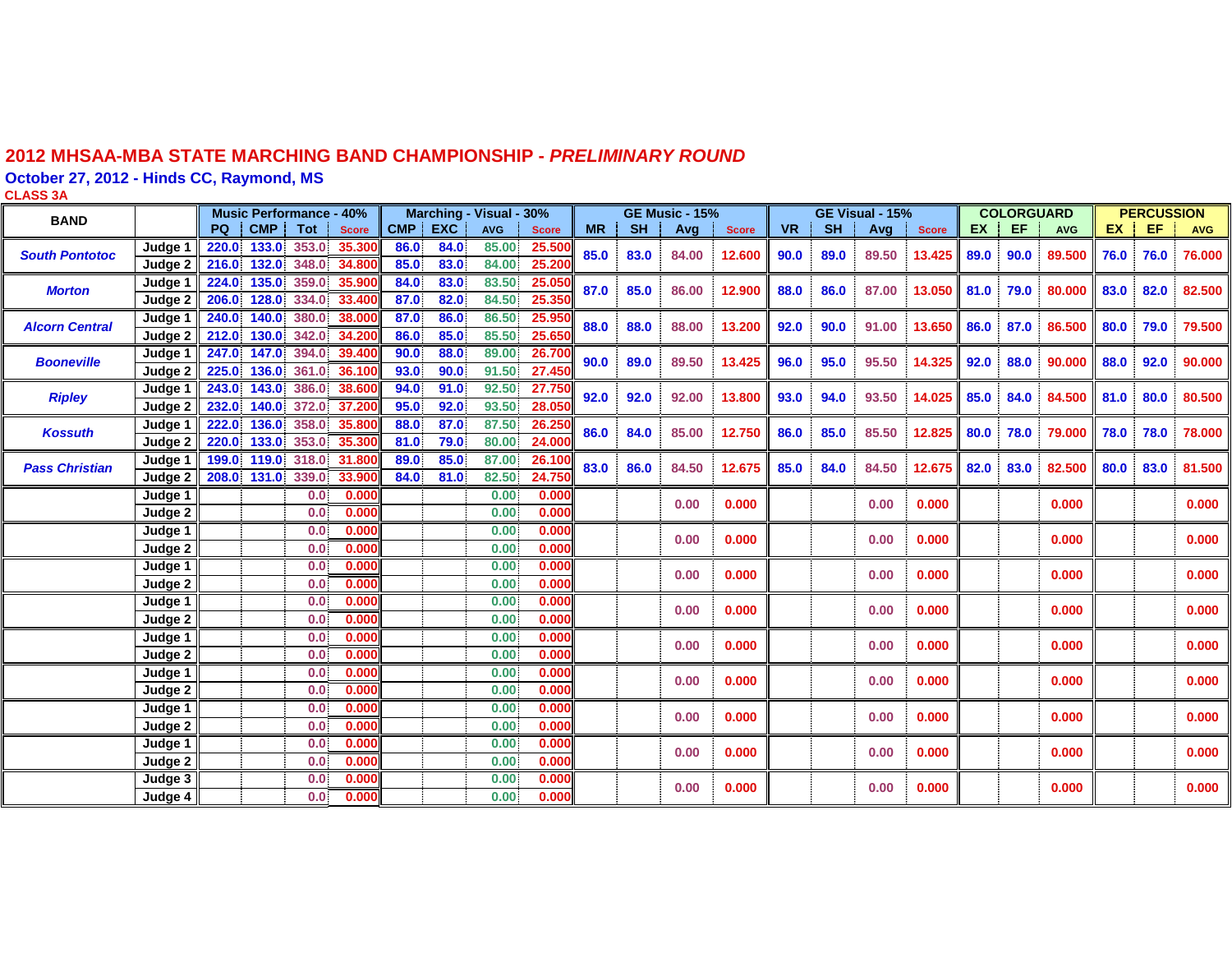# 2012 MHSAA-MBA STATE MARCHING BAND CHAMPIONSHIP - *PRELIMINARY ROUND*

## October 27, 2012 - Hinds CC, Raymond, MS

### CLASS 3A

| BAND | | Music Performance - 40% | | | | Marching - Visual - 30% | | | | GE Music - 15% | | | | GE Visual - 15% | | | | COLORGUARD | | | PERCUSSION | | |
|---|---|---|---|---|---|---|---|---|---|---|---|---|---|---|---|---|---|---|---|---|---|---|---|
| | | PQ | CMP | Tot | Score | CMP | EXC | AVG | Score | MR | SH | Avg | Score | VR | SH | Avg | Score | EX | EF | AVG | EX | EF | AVG |
| *South Pontotoc* | Judge 1 | 220.0 | 133.0 | 353.0 | 35.300 | 86.0 | 84.0 | 85.00 | 25.500 | 85.0 | 83.0 | 84.00 | 12.600 | 90.0 | 89.0 | 89.50 | 13.425 | 89.0 | 90.0 | 89.500 | 76.0 | 76.0 | 76.000 |
| | Judge 2 | 216.0 | 132.0 | 348.0 | 34.800 | 85.0 | 83.0 | 84.00 | 25.200 | | | | | | | | | | | | | | |
| *Morton* | Judge 1 | 224.0 | 135.0 | 359.0 | 35.900 | 84.0 | 83.0 | 83.50 | 25.050 | 87.0 | 85.0 | 86.00 | 12.900 | 88.0 | 86.0 | 87.00 | 13.050 | 81.0 | 79.0 | 80.000 | 83.0 | 82.0 | 82.500 |
| | Judge 2 | 206.0 | 128.0 | 334.0 | 33.400 | 87.0 | 82.0 | 84.50 | 25.350 | | | | | | | | | | | | | | |
| *Alcorn Central* | Judge 1 | 240.0 | 140.0 | 380.0 | 38.000 | 87.0 | 86.0 | 86.50 | 25.950 | 88.0 | 88.0 | 88.00 | 13.200 | 92.0 | 90.0 | 91.00 | 13.650 | 86.0 | 87.0 | 86.500 | 80.0 | 79.0 | 79.500 |
| | Judge 2 | 212.0 | 130.0 | 342.0 | 34.200 | 86.0 | 85.0 | 85.50 | 25.650 | | | | | | | | | | | | | | |
| *Booneville* | Judge 1 | 247.0 | 147.0 | 394.0 | 39.400 | 90.0 | 88.0 | 89.00 | 26.700 | 90.0 | 89.0 | 89.50 | 13.425 | 96.0 | 95.0 | 95.50 | 14.325 | 92.0 | 88.0 | 90.000 | 88.0 | 92.0 | 90.000 |
| | Judge 2 | 225.0 | 136.0 | 361.0 | 36.100 | 93.0 | 90.0 | 91.50 | 27.450 | | | | | | | | | | | | | | |
| *Ripley* | Judge 1 | 243.0 | 143.0 | 386.0 | 38.600 | 94.0 | 91.0 | 92.50 | 27.750 | 92.0 | 92.0 | 92.00 | 13.800 | 93.0 | 94.0 | 93.50 | 14.025 | 85.0 | 84.0 | 84.500 | 81.0 | 80.0 | 80.500 |
| | Judge 2 | 232.0 | 140.0 | 372.0 | 37.200 | 95.0 | 92.0 | 93.50 | 28.050 | | | | | | | | | | | | | | |
| *Kossuth* | Judge 1 | 222.0 | 136.0 | 358.0 | 35.800 | 88.0 | 87.0 | 87.50 | 26.250 | 86.0 | 84.0 | 85.00 | 12.750 | 86.0 | 85.0 | 85.50 | 12.825 | 80.0 | 78.0 | 79.000 | 78.0 | 78.0 | 78.000 |
| | Judge 2 | 220.0 | 133.0 | 353.0 | 35.300 | 81.0 | 79.0 | 80.00 | 24.000 | | | | | | | | | | | | | | |
| *Pass Christian* | Judge 1 | 199.0 | 119.0 | 318.0 | 31.800 | 89.0 | 85.0 | 87.00 | 26.100 | 83.0 | 86.0 | 84.50 | 12.675 | 85.0 | 84.0 | 84.50 | 12.675 | 82.0 | 83.0 | 82.500 | 80.0 | 83.0 | 81.500 |
| | Judge 2 | 208.0 | 131.0 | 339.0 | 33.900 | 84.0 | 81.0 | 82.50 | 24.750 | | | | | | | | | | | | | | |
| | Judge 1 | | | 0.0 | 0.000 | | | 0.00 | 0.000 | | | 0.00 | 0.000 | | | 0.00 | 0.000 | | | 0.000 | | | 0.000 |
| | Judge 2 | | | 0.0 | 0.000 | | | 0.00 | 0.000 | | | | | | | | | | | | | | |
| | Judge 1 | | | 0.0 | 0.000 | | | 0.00 | 0.000 | | | 0.00 | 0.000 | | | 0.00 | 0.000 | | | 0.000 | | | 0.000 |
| | Judge 2 | | | 0.0 | 0.000 | | | 0.00 | 0.000 | | | | | | | | | | | | | | |
| | Judge 1 | | | 0.0 | 0.000 | | | 0.00 | 0.000 | | | 0.00 | 0.000 | | | 0.00 | 0.000 | | | 0.000 | | | 0.000 |
| | Judge 2 | | | 0.0 | 0.000 | | | 0.00 | 0.000 | | | | | | | | | | | | | | |
| | Judge 1 | | | 0.0 | 0.000 | | | 0.00 | 0.000 | | | 0.00 | 0.000 | | | 0.00 | 0.000 | | | 0.000 | | | 0.000 |
| | Judge 2 | | | 0.0 | 0.000 | | | 0.00 | 0.000 | | | | | | | | | | | | | | |
| | Judge 1 | | | 0.0 | 0.000 | | | 0.00 | 0.000 | | | 0.00 | 0.000 | | | 0.00 | 0.000 | | | 0.000 | | | 0.000 |
| | Judge 2 | | | 0.0 | 0.000 | | | 0.00 | 0.000 | | | | | | | | | | | | | | |
| | Judge 1 | | | 0.0 | 0.000 | | | 0.00 | 0.000 | | | 0.00 | 0.000 | | | 0.00 | 0.000 | | | 0.000 | | | 0.000 |
| | Judge 2 | | | 0.0 | 0.000 | | | 0.00 | 0.000 | | | | | | | | | | | | | | |
| | Judge 1 | | | 0.0 | 0.000 | | | 0.00 | 0.000 | | | 0.00 | 0.000 | | | 0.00 | 0.000 | | | 0.000 | | | 0.000 |
| | Judge 2 | | | 0.0 | 0.000 | | | 0.00 | 0.000 | | | | | | | | | | | | | | |
| | Judge 1 | | | 0.0 | 0.000 | | | 0.00 | 0.000 | | | 0.00 | 0.000 | | | 0.00 | 0.000 | | | 0.000 | | | 0.000 |
| | Judge 2 | | | 0.0 | 0.000 | | | 0.00 | 0.000 | | | | | | | | | | | | | | |
| | Judge 3 | | | 0.0 | 0.000 | | | 0.00 | 0.000 | | | 0.00 | 0.000 | | | 0.00 | 0.000 | | | 0.000 | | | 0.000 |
| | Judge 4 | | | 0.0 | 0.000 | | | 0.00 | 0.000 | | | | | | | | | | | | | | |